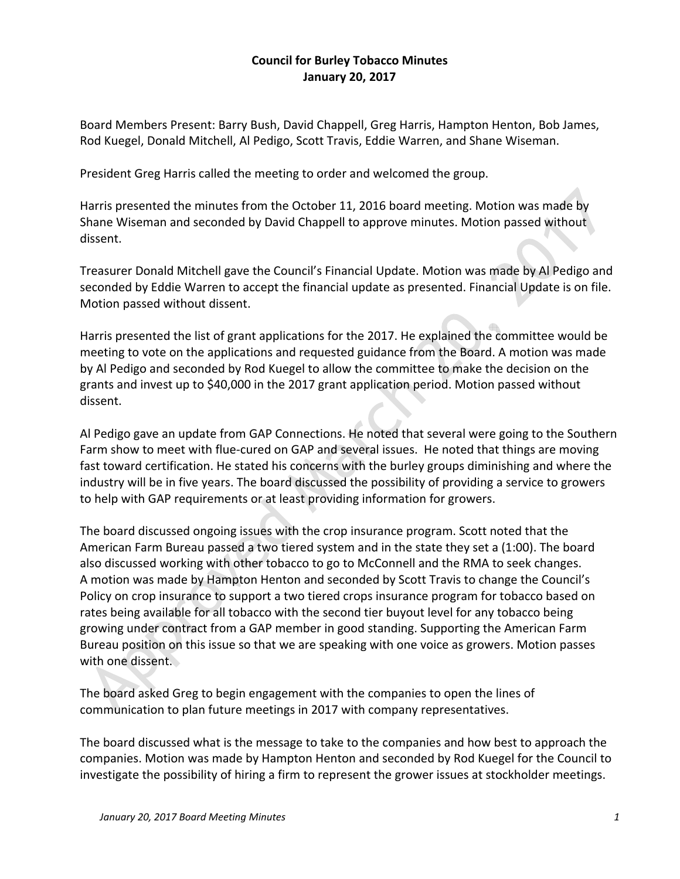**Council for Burley Tobacco Minutes**
**January 20, 2017**

Board Members Present: Barry Bush, David Chappell, Greg Harris, Hampton Henton, Bob James, Rod Kuegel, Donald Mitchell, Al Pedigo, Scott Travis, Eddie Warren, and Shane Wiseman.

President Greg Harris called the meeting to order and welcomed the group.

Harris presented the minutes from the October 11, 2016 board meeting. Motion was made by Shane Wiseman and seconded by David Chappell to approve minutes. Motion passed without dissent.

Treasurer Donald Mitchell gave the Council's Financial Update. Motion was made by Al Pedigo and seconded by Eddie Warren to accept the financial update as presented. Financial Update is on file. Motion passed without dissent.

Harris presented the list of grant applications for the 2017. He explained the committee would be meeting to vote on the applications and requested guidance from the Board. A motion was made by Al Pedigo and seconded by Rod Kuegel to allow the committee to make the decision on the grants and invest up to $40,000 in the 2017 grant application period. Motion passed without dissent.

Al Pedigo gave an update from GAP Connections. He noted that several were going to the Southern Farm show to meet with flue-cured on GAP and several issues. He noted that things are moving fast toward certification. He stated his concerns with the burley groups diminishing and where the industry will be in five years. The board discussed the possibility of providing a service to growers to help with GAP requirements or at least providing information for growers.

The board discussed ongoing issues with the crop insurance program. Scott noted that the American Farm Bureau passed a two tiered system and in the state they set a (1:00). The board also discussed working with other tobacco to go to McConnell and the RMA to seek changes. A motion was made by Hampton Henton and seconded by Scott Travis to change the Council's Policy on crop insurance to support a two tiered crops insurance program for tobacco based on rates being available for all tobacco with the second tier buyout level for any tobacco being growing under contract from a GAP member in good standing. Supporting the American Farm Bureau position on this issue so that we are speaking with one voice as growers. Motion passes with one dissent.

The board asked Greg to begin engagement with the companies to open the lines of communication to plan future meetings in 2017 with company representatives.

The board discussed what is the message to take to the companies and how best to approach the companies. Motion was made by Hampton Henton and seconded by Rod Kuegel for the Council to investigate the possibility of hiring a firm to represent the grower issues at stockholder meetings.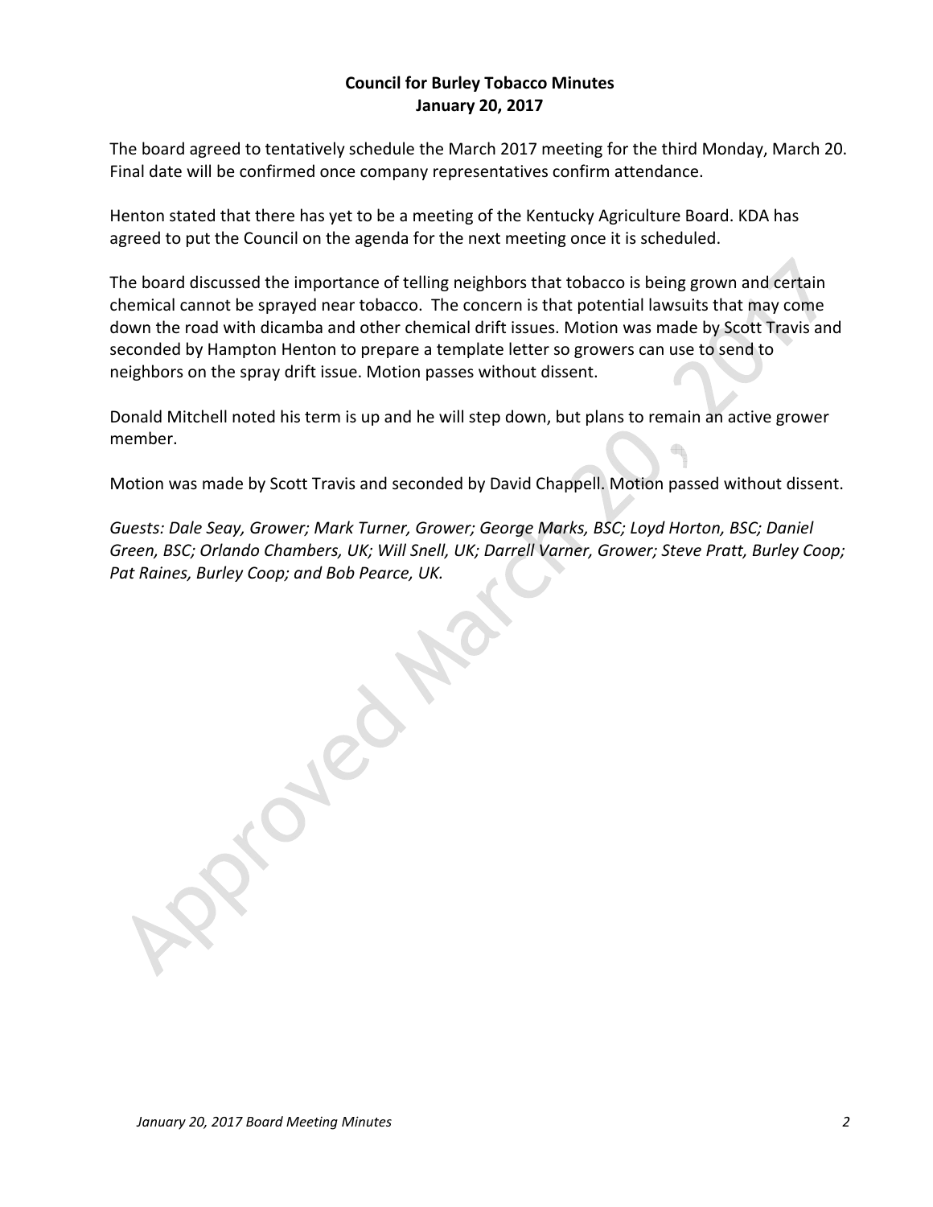**Council for Burley Tobacco Minutes**
**January 20, 2017**

The board agreed to tentatively schedule the March 2017 meeting for the third Monday, March 20. Final date will be confirmed once company representatives confirm attendance.

Henton stated that there has yet to be a meeting of the Kentucky Agriculture Board. KDA has agreed to put the Council on the agenda for the next meeting once it is scheduled.

The board discussed the importance of telling neighbors that tobacco is being grown and certain chemical cannot be sprayed near tobacco. The concern is that potential lawsuits that may come down the road with dicamba and other chemical drift issues. Motion was made by Scott Travis and seconded by Hampton Henton to prepare a template letter so growers can use to send to neighbors on the spray drift issue. Motion passes without dissent.

Donald Mitchell noted his term is up and he will step down, but plans to remain an active grower member.

Motion was made by Scott Travis and seconded by David Chappell. Motion passed without dissent.

*Guests: Dale Seay, Grower; Mark Turner, Grower; George Marks, BSC; Loyd Horton, BSC; Daniel Green, BSC; Orlando Chambers, UK; Will Snell, UK; Darrell Varner, Grower; Steve Pratt, Burley Coop; Pat Raines, Burley Coop; and Bob Pearce, UK.*

Approved March 20, 2017